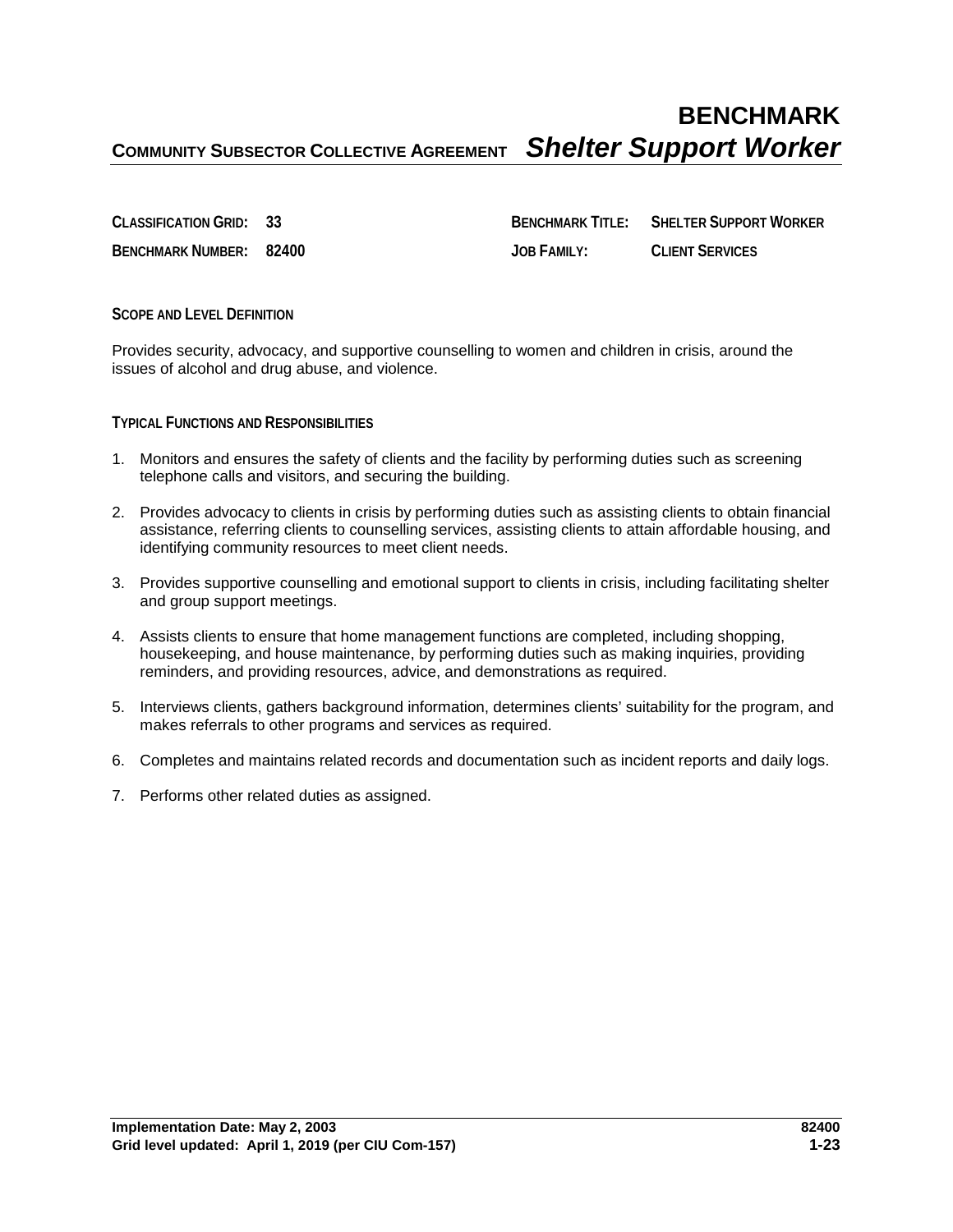# BENCHMARK

**COMMUNITY SUBSECTOR COLLECTIVE AGREEMENT** ***Shelter Support Worker***

| | | | |
|---|---|---|---|
| **CLASSIFICATION GRID:** | **33** | **BENCHMARK TITLE:** | **SHELTER SUPPORT WORKER** |
| **BENCHMARK NUMBER:** | **82400** | **JOB FAMILY:** | **CLIENT SERVICES** |

## SCOPE AND LEVEL DEFINITION

Provides security, advocacy, and supportive counselling to women and children in crisis, around the issues of alcohol and drug abuse, and violence.

## TYPICAL FUNCTIONS AND RESPONSIBILITIES

1. Monitors and ensures the safety of clients and the facility by performing duties such as screening telephone calls and visitors, and securing the building.

2. Provides advocacy to clients in crisis by performing duties such as assisting clients to obtain financial assistance, referring clients to counselling services, assisting clients to attain affordable housing, and identifying community resources to meet client needs.

3. Provides supportive counselling and emotional support to clients in crisis, including facilitating shelter and group support meetings.

4. Assists clients to ensure that home management functions are completed, including shopping, housekeeping, and house maintenance, by performing duties such as making inquiries, providing reminders, and providing resources, advice, and demonstrations as required.

5. Interviews clients, gathers background information, determines clients' suitability for the program, and makes referrals to other programs and services as required.

6. Completes and maintains related records and documentation such as incident reports and daily logs.

7. Performs other related duties as assigned.

**Implementation Date: May 2, 2003**
**Grid level updated: April 1, 2019 (per CIU Com-157)**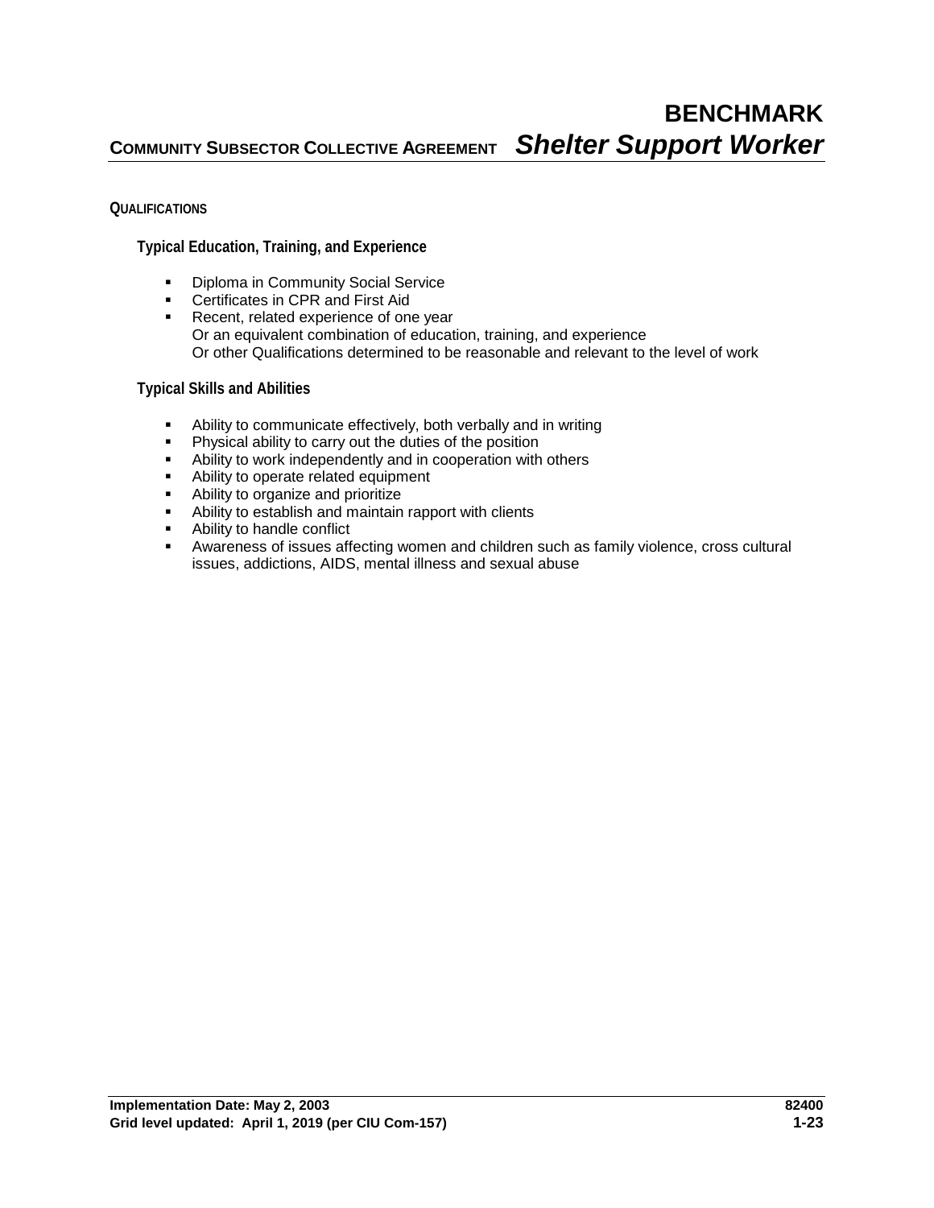**QUALIFICATIONS**

**Typical Education, Training, and Experience**

- Diploma in Community Social Service
- Certificates in CPR and First Aid
- Recent, related experience of one year
  Or an equivalent combination of education, training, and experience
  Or other Qualifications determined to be reasonable and relevant to the level of work

**Typical Skills and Abilities**

- Ability to communicate effectively, both verbally and in writing
- Physical ability to carry out the duties of the position
- Ability to work independently and in cooperation with others
- Ability to operate related equipment
- Ability to organize and prioritize
- Ability to establish and maintain rapport with clients
- Ability to handle conflict
- Awareness of issues affecting women and children such as family violence, cross cultural issues, addictions, AIDS, mental illness and sexual abuse